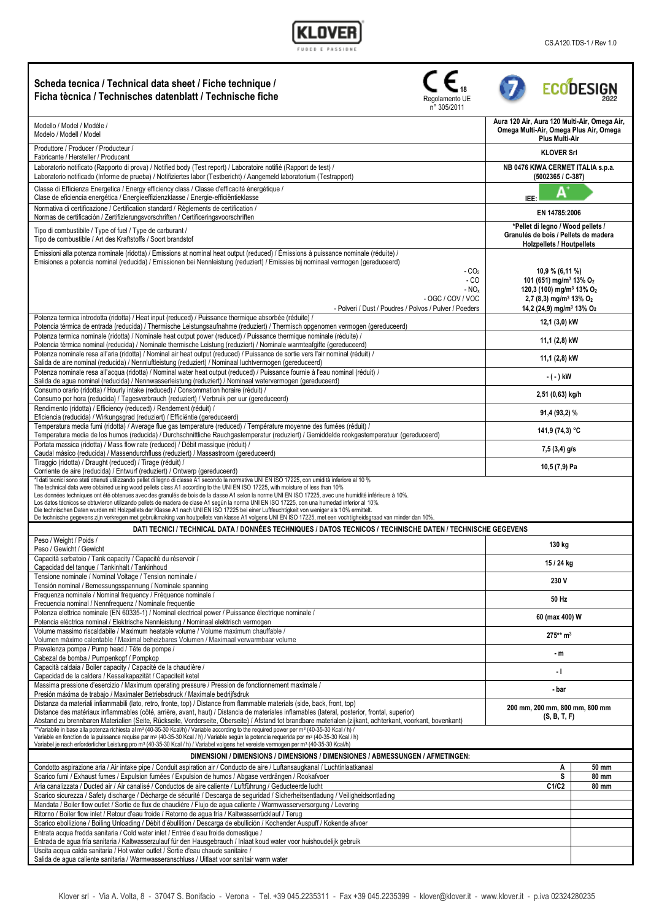KLOVER
FUOCO E PASSIONE

CS.A120.TDS-1 / Rev 1.0

## Scheda tecnica / Technical data sheet / Fiche technique / Ficha tècnica / Technisches datenblatt / Technische fiche

CE 18
Regolamento UE n° 305/2011

ECODESIGN 2022

| | |
|---|---|
| Modello / Model / Modèle / Modelo / Modell / Model | **Aura 120 Air, Aura 120 Multi-Air, Omega Air, Omega Multi-Air, Omega Plus Air, Omega Plus Multi-Air** |
| Produttore / Producer / Producteur / Fabricante / Hersteller / Producent | **KLOVER Srl** |
| Laboratorio notificato (Rapporto di prova) / Notified body (Test report) / Laboratoire notifié (Rapport de test) / Laboratorio notificado (Informe de prueba) / Notifiziertes labor (Testbericht) / Aangemeld laboratorium (Testrapport) | **NB 0476 KIWA CERMET ITALIA s.p.a. (5002365 / C-387)** |
| Classe di Efficienza Energetica / Energy efficiency class / Classe d'efficacité énergétique / Clase de eficiencia energética / Energieeffizienzklasse / Energie-efficiëntieklasse | IEE: **A+** |
| Normativa di certificazione / Certification standard / Règlements de certification / Normas de certificación / Zertifizierungsvorschriften / Certificeringsvoorschriften | **EN 14785:2006** |
| Tipo di combustibile / Type of fuel / Type de carburant / Tipo de combustible / Art des Kraftstoffs / Soort brandstof | ***Pellet di legno / Wood pellets / Granulés de bois / Pellets de madera Holzpellets / Houtpellets** |
| Emissioni alla potenza nominale (ridotta) / Emissions at nominal heat output (reduced) / Émissions à puissance nominale (réduite) / Emisiones a potencia nominal (reducida) / Emissionen bei Nennleistung (reduziert) / Emissies bij nominaal vermogen (gereduceerd) | |
| - $CO_2$ | **10,9 % (6,11 %)** |
| - CO | **101 (651) mg/m³ 13% $O_2$** |
| - $NO_x$ | **120,3 (100) mg/m³ 13% $O_2$** |
| - OGC / COV / VOC | **2,7 (8,3) mg/m³ 13% $O_2$** |
| - Polveri / Dust / Poudres / Polvos / Pulver / Poeders | **14,2 (24,9) mg/m³ 13% $O_2$** |
| Potenza termica introdotta (ridotta) / Heat input (reduced) / Puissance thermique absorbée (réduite) / Potencia térmica de entrada (reducida) / Thermische Leistungsaufnahme (reduziert) / Thermisch opgenomen vermogen (gereduceerd) | **12,1 (3,0) kW** |
| Potenza termica nominale (ridotta) / Nominale heat output power (reduced) / Puissance thermique nominale (réduite) / Potencia térmica nominal (reducida) / Nominale thermische Leistung (reduziert) / Nominale warmteafgifte (gereduceerd) | **11,1 (2,8) kW** |
| Potenza nominale resa all'aria (ridotta) / Nominal air heat output (reduced) / Puissance de sortie vers l'air nominal (réduit) / Salida de aire nominal (reducida) / Nennluftleistung (reduziert) / Nominaal luchtvermogen (gereduceerd) | **11,1 (2,8) kW** |
| Potenza nominale resa all'acqua (ridotta) / Nominal water heat output (reduced) / Puissance fournie à l'eau nominal (réduit) / Salida de agua nominal (reducida) / Nennwasserleistung (reduziert) / Nominaal watervermogen (gereduceerd) | **- ( - ) kW** |
| Consumo orario (ridotta) / Hourly intake (reduced) / Consommation horaire (réduit) / Consumo por hora (reducida) / Tagesverbrauch (reduziert) / Verbruik per uur (gereduceerd) | **2,51 (0,63) kg/h** |
| Rendimento (ridotta) / Efficiency (reduced) / Rendement (réduit) / Eficiencia (reducida) / Wirkungsgrad (reduziert) / Efficiëntie (gereduceerd) | **91,4 (93,2) %** |
| Temperatura media fumi (ridotta) / Average flue gas temperature (reduced) / Température moyenne des fumées (réduit) / Temperatura media de los humos (reducida) / Durchschnittliche Rauchgastemperatur (reduziert) / Gemiddelde rookgastemperatuur (gereduceerd) | **141,9 (74,3) °C** |
| Portata massica (ridotta) / Mass flow rate (reduced) / Débit massique (réduit) / Caudal másico (reducida) / Massendurchfluss (reduziert) / Massastroom (gereduceerd) | **7,5 (3,4) g/s** |
| Tiraggio (ridotta) / Draught (reduced) / Tirage (réduit) / Corriente de aire (reducida) / Entwurf (reduziert) / Ontwerp (gereduceerd) | **10,5 (7,9) Pa** |

*I dati tecnici sono stati ottenuti utilizzando pellet di legno di classe A1 secondo la normativa UNI EN ISO 17225, con umidità inferiore al 10 %
The technical data were obtained using wood pellets class A1 according to the UNI EN ISO 17225, with moisture of less than 10%
Les données techniques ont été obtenues avec des granulés de bois de la classe A1 selon la norme UNI EN ISO 17225, avec une humidité inférieure à 10%.
Los datos técnicos se obtuvieron utilizando pellets de madera de clase A1 según la norma UNI EN ISO 17225, con una humedad inferior al 10%.
Die technischen Daten wurden mit Holzpellets der Klasse A1 nach UNI EN ISO 17225 bei einer Luftfeuchtigkeit von weniger als 10% ermittelt.
De technische gegevens zijn verkregen met gebruikmaking van houtpellets van klasse A1 volgens UNI EN ISO 17225, met een vochtigheidsgraad van minder dan 10%.

### DATI TECNICI / TECHNICAL DATA / DONNÉES TECHNIQUES / DATOS TECNICOS / TECHNISCHE DATEN / TECHNISCHE GEGEVENS

| | |
|---|---|
| Peso / Weight / Poids / Peso / Gewicht / Gewicht | **130 kg** |
| Capacità serbatoio / Tank capacity / Capacité du réservoir / Capacidad del tanque / Tankinhalt / Tankinhoud | **15 / 24 kg** |
| Tensione nominale / Nominal Voltage / Tension nominale / Tensión nominal / Bemessungsspannung / Nominale spanning | **230 V** |
| Frequenza nominale / Nominal frequency / Fréquence nominale / Frecuencia nominal / Nennfrequenz / Nominale frequentie | **50 Hz** |
| Potenza elettrica nominale (EN 60335-1) / Nominal electrical power / Puissance électrique nominale / Potencia eléctrica nominal / Elektrische Nennleistung / Nominaal elektrisch vermogen | **60 (max 400) W** |
| Volume massimo riscaldabile / Maximum heatable volume / Volume maximum chauffable / Volumen máximo calentable / Maximal beheizbares Volumen / Maximaal verwarmbaar volume | **275** m³** |
| Prevalenza pompa / Pump head / Tête de pompe / Cabezal de bomba / Pumpenkopf / Pompkop | **- m** |
| Capacità caldaia / Boiler capacity / Capacité de la chaudière / Capacidad de la caldera / Kesselkapazität / Capaciteit ketel | **- l** |
| Massima pressione d'esercizio / Maximum operating pressure / Pression de fonctionnement maximale / Presión máxima de trabajo / Maximaler Betriebsdruck / Maximale bedrijfsdruk | **- bar** |
| Distanza da materiali infiammabili (lato, retro, fronte, top) / Distance from flammable materials (side, back, front, top) Distance des matériaux inflammables (côté, arrière, avant, haut) / Distancia de materiales inflamables (lateral, posterior, frontal, superior) Abstand zu brennbaren Materialien (Seite, Rückseite, Vorderseite, Oberseite) / Afstand tot brandbare materialen (zijkant, achterkant, voorkant, bovenkant) | **200 mm, 200 mm, 800 mm, 800 mm (S, B, T, F)** |

**Variabile in base alla potenza richiesta al m³ (40-35-30 Kcal/h) / Variable according to the required power per m³ (40-35-30 Kcal / h) /
Variable en fonction de la puissance requise par m³ (40-35-30 Kcal / h) / Variable según la potencia requerida por m³ (40-35-30 Kcal / h)
Variabel je nach erforderlicher Leistung pro m³ (40-35-30 Kcal / h) / Variabel volgens het vereiste vermogen per m³ (40-35-30 Kcal/h)

### DIMENSIONI / DIMENSIONS / DIMENSIONS / DIMENSIONES / ABMESSUNGEN / AFMETINGEN:

| | | |
|---|---|---|
| Condotto aspirazione aria / Air intake pipe / Conduit aspiration air / Conducto de aire / Luftansaugkanal / Luchtinlaatkanaal | **A** | **50 mm** |
| Scarico fumi / Exhaust fumes / Expulsion fumées / Expulsión de humos / Abgase verdrängen / Rookafvoer | **S** | **80 mm** |
| Aria canalizzata / Ducted air / Air canalisé / Conductos de aire caliente / Luftführung / Geducteerde lucht | **C1/C2** | **80 mm** |
| Scarico sicurezza / Safety discharge / Décharge de sécurité / Descarga de seguridad / Sicherheitsentladung / Veiligheidsontlading | | |
| Mandata / Boiler flow outlet / Sortie de flux de chaudière / Flujo de agua caliente / Warmwasserversorgung / Levering | | |
| Ritorno / Boiler flow inlet / Retour d'eau froide / Retorno de agua fría / Kaltwasserrücklauf / Terug | | |
| Scarico ebollizione / Boiling Unloading / Débit d'ébullition / Descarga de ebullición / Kochender Auspuff / Kokende afvoer | | |
| Entrata acqua fredda sanitaria / Cold water inlet / Entrée d'eau froide domestique / Entrada de agua fría sanitaria / Kaltwasserzulauf für den Hausgebrauch / Inlaat koud water voor huishoudelijk gebruik | | |
| Uscita acqua calda sanitaria / Hot water outlet / Sortie d'eau chaude sanitaire / Salida de agua caliente sanitaria / Warmwasseranschluss / Uitlaat voor sanitair warm water | | |

Klover srl - Via A. Volta, 8 - 37047 S. Bonifacio - Verona - Tel. +39 045.2235311 - Fax +39 045.2235399 - klover@klover.it - www.klover.it - p.iva 02324280235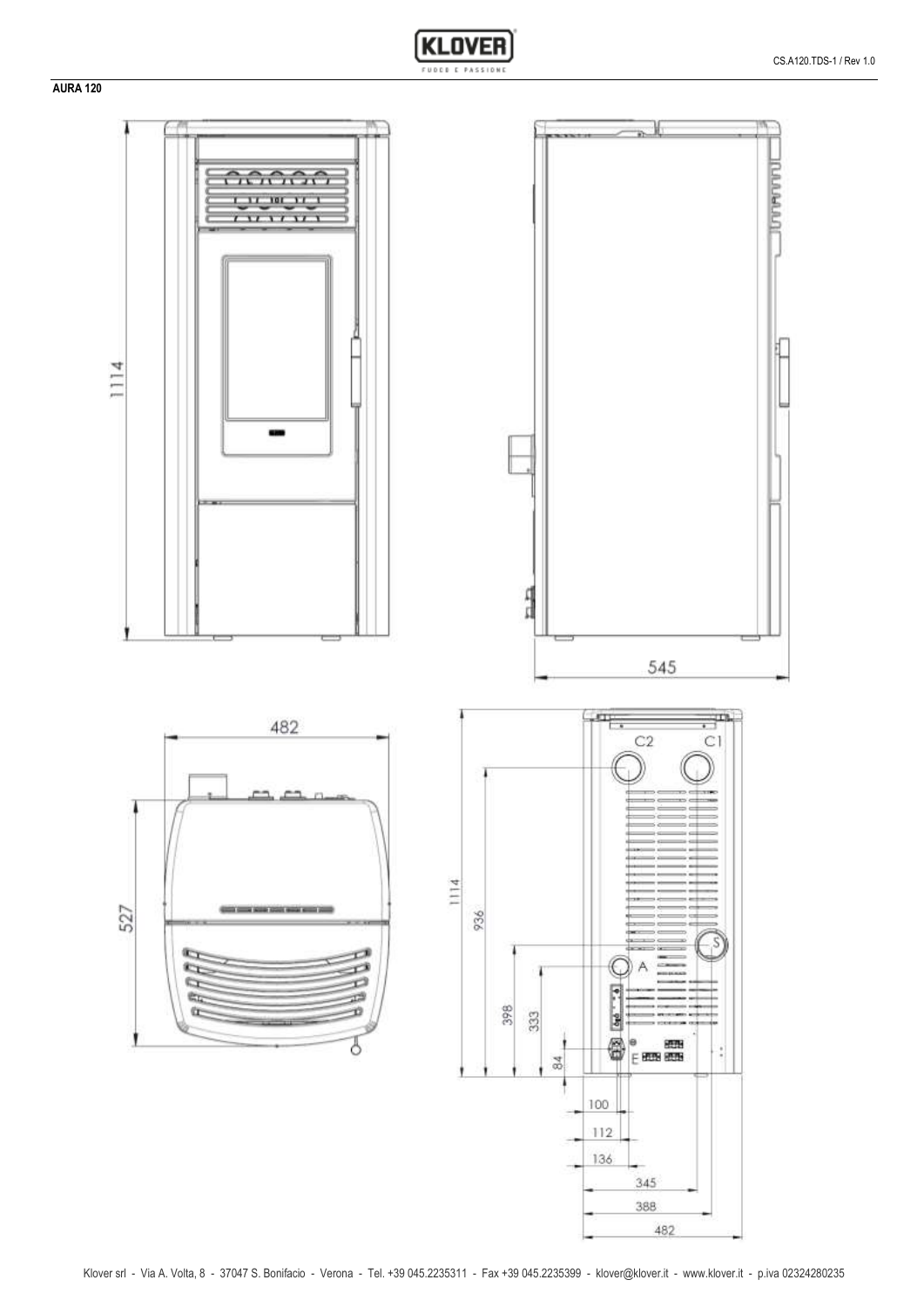**AURA 120**

1114

545

482

527

1114

936

C2 C1

S

A

E

398

333

84

100

112

136

345

388

482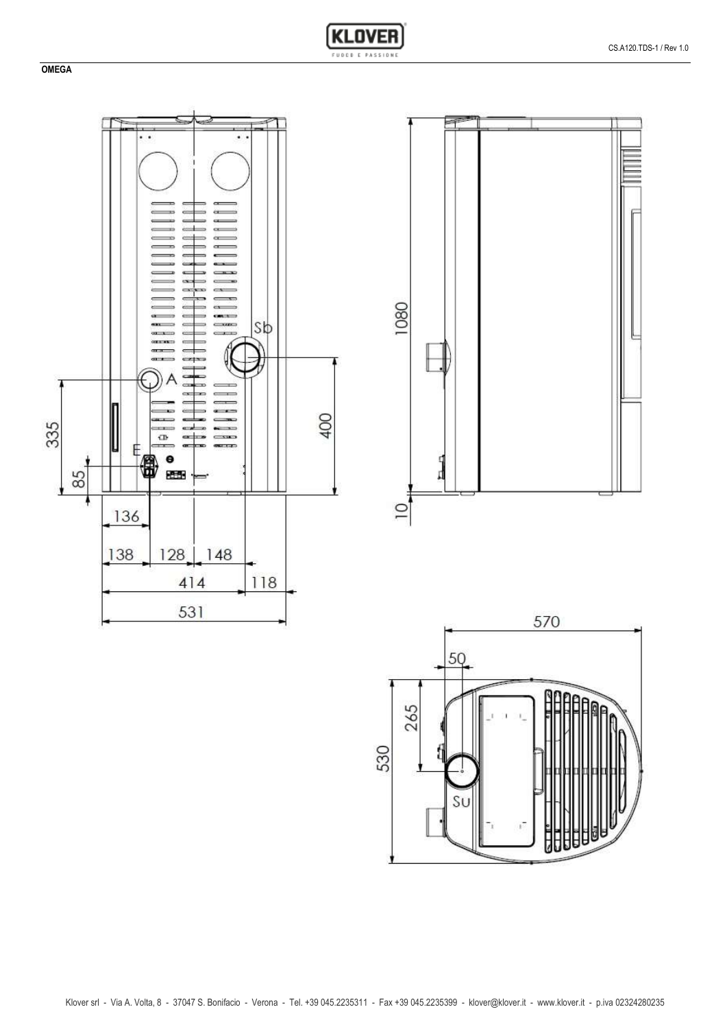**OMEGA**

1080

10

335

85

400

136

138

128

148

414

118

531

A

Sb

E

570

50

265

530

Su